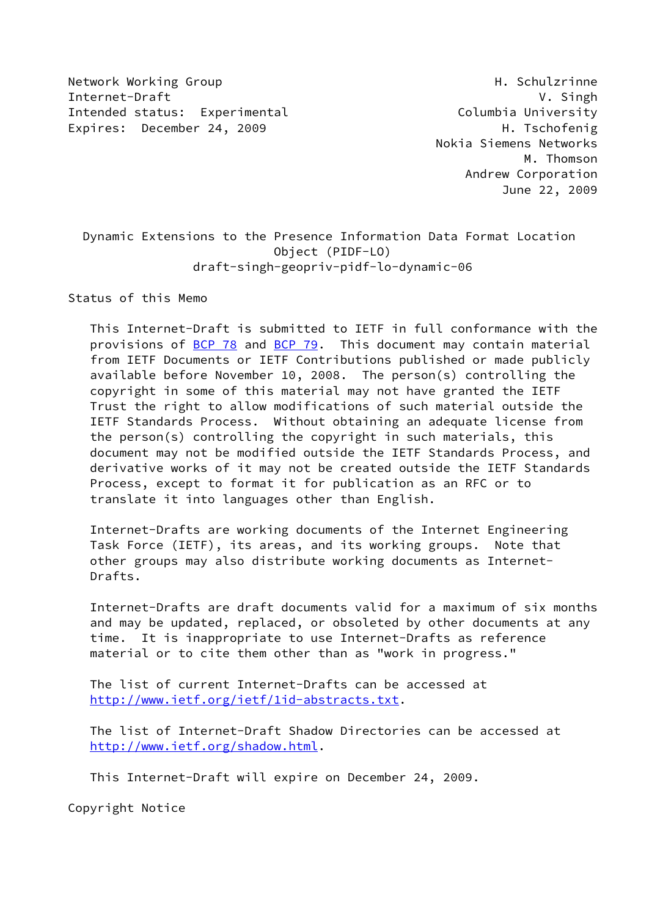Network Working Group H. Schulzrinne
Internet-Draft V. Singh
Intended status: Experimental Columbia University
Expires: December 24, 2009 H. Tschofenig
Nokia Siemens Networks
M. Thomson
Andrew Corporation
June 22, 2009

# Dynamic Extensions to the Presence Information Data Format Location Object (PIDF-LO)
draft-singh-geopriv-pidf-lo-dynamic-06

## Status of this Memo

This Internet-Draft is submitted to IETF in full conformance with the provisions of BCP 78 and BCP 79. This document may contain material from IETF Documents or IETF Contributions published or made publicly available before November 10, 2008. The person(s) controlling the copyright in some of this material may not have granted the IETF Trust the right to allow modifications of such material outside the IETF Standards Process. Without obtaining an adequate license from the person(s) controlling the copyright in such materials, this document may not be modified outside the IETF Standards Process, and derivative works of it may not be created outside the IETF Standards Process, except to format it for publication as an RFC or to translate it into languages other than English.

Internet-Drafts are working documents of the Internet Engineering Task Force (IETF), its areas, and its working groups. Note that other groups may also distribute working documents as Internet-Drafts.

Internet-Drafts are draft documents valid for a maximum of six months and may be updated, replaced, or obsoleted by other documents at any time. It is inappropriate to use Internet-Drafts as reference material or to cite them other than as "work in progress."

The list of current Internet-Drafts can be accessed at http://www.ietf.org/ietf/1id-abstracts.txt.

The list of Internet-Draft Shadow Directories can be accessed at http://www.ietf.org/shadow.html.

This Internet-Draft will expire on December 24, 2009.

## Copyright Notice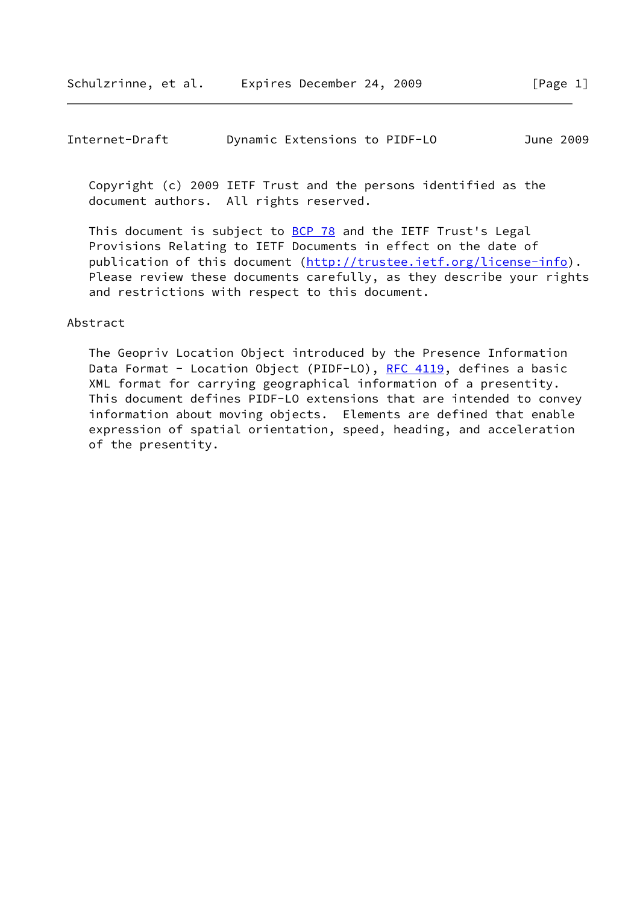Copyright (c) 2009 IETF Trust and the persons identified as the document authors. All rights reserved.

This document is subject to BCP 78 and the IETF Trust's Legal Provisions Relating to IETF Documents in effect on the date of publication of this document (http://trustee.ietf.org/license-info). Please review these documents carefully, as they describe your rights and restrictions with respect to this document.

## Abstract

The Geopriv Location Object introduced by the Presence Information Data Format - Location Object (PIDF-LO), RFC 4119, defines a basic XML format for carrying geographical information of a presentity. This document defines PIDF-LO extensions that are intended to convey information about moving objects. Elements are defined that enable expression of spatial orientation, speed, heading, and acceleration of the presentity.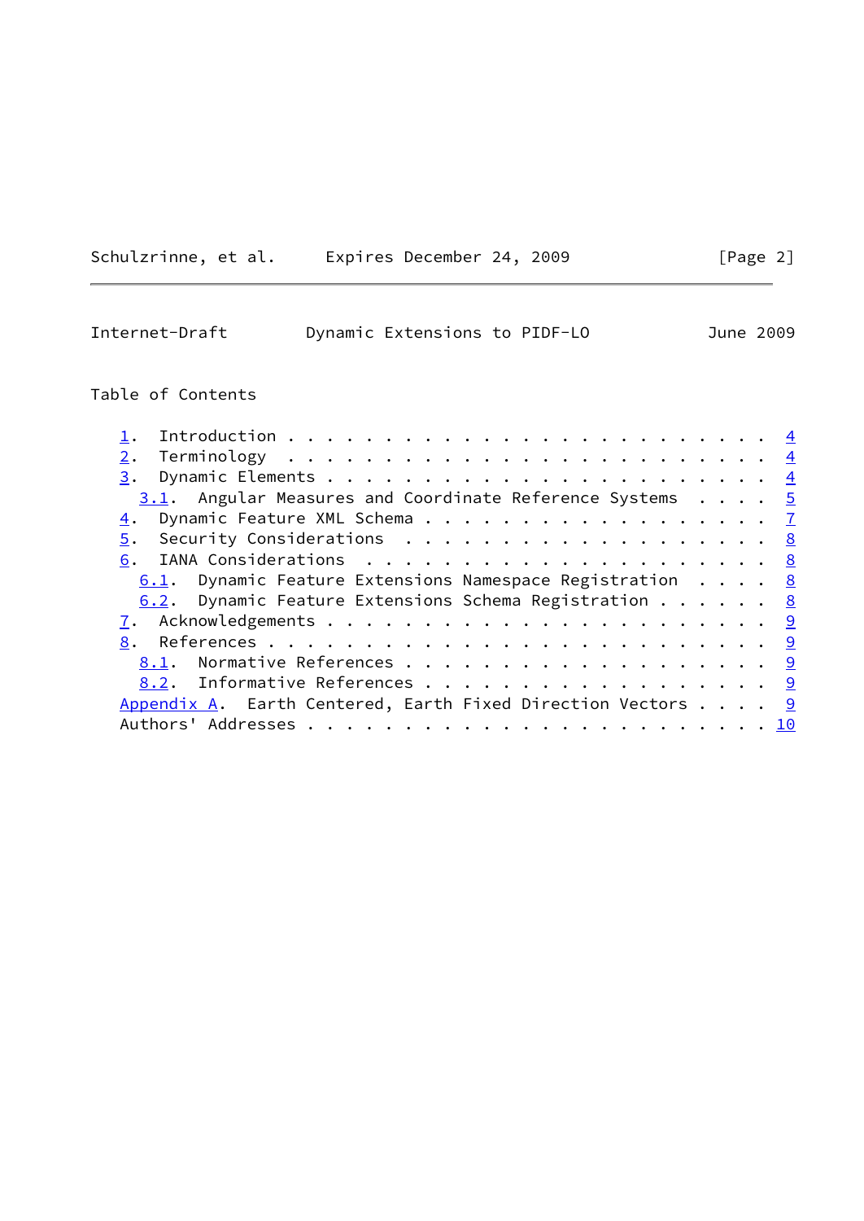## Table of Contents

- 1. Introduction . . . . . . . . . . . . . . . . . . . . . . . . 4
- 2. Terminology . . . . . . . . . . . . . . . . . . . . . . . . 4
- 3. Dynamic Elements . . . . . . . . . . . . . . . . . . . . . . 4
  - 3.1. Angular Measures and Coordinate Reference Systems . . . . 5
- 4. Dynamic Feature XML Schema . . . . . . . . . . . . . . . . . 7
- 5. Security Considerations . . . . . . . . . . . . . . . . . . 8
- 6. IANA Considerations . . . . . . . . . . . . . . . . . . . . 8
  - 6.1. Dynamic Feature Extensions Namespace Registration . . . . 8
  - 6.2. Dynamic Feature Extensions Schema Registration . . . . . . 8
- 7. Acknowledgements . . . . . . . . . . . . . . . . . . . . . . 9
- 8. References . . . . . . . . . . . . . . . . . . . . . . . . . 9
  - 8.1. Normative References . . . . . . . . . . . . . . . . . . 9
  - 8.2. Informative References . . . . . . . . . . . . . . . . . 9
- Appendix A. Earth Centered, Earth Fixed Direction Vectors . . . . 9
- Authors' Addresses . . . . . . . . . . . . . . . . . . . . . . . 10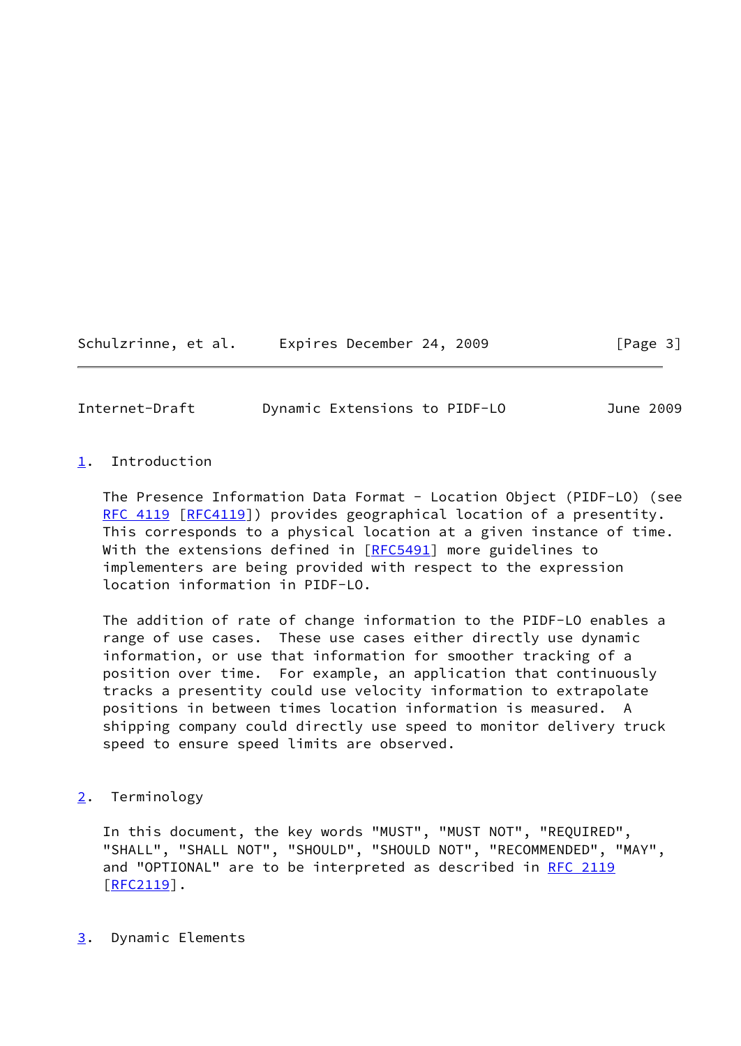## 1. Introduction

The Presence Information Data Format - Location Object (PIDF-LO) (see RFC 4119 [RFC4119]) provides geographical location of a presentity. This corresponds to a physical location at a given instance of time. With the extensions defined in [RFC5491] more guidelines to implementers are being provided with respect to the expression location information in PIDF-LO.

The addition of rate of change information to the PIDF-LO enables a range of use cases. These use cases either directly use dynamic information, or use that information for smoother tracking of a position over time. For example, an application that continuously tracks a presentity could use velocity information to extrapolate positions in between times location information is measured. A shipping company could directly use speed to monitor delivery truck speed to ensure speed limits are observed.

## 2. Terminology

In this document, the key words "MUST", "MUST NOT", "REQUIRED", "SHALL", "SHALL NOT", "SHOULD", "SHOULD NOT", "RECOMMENDED", "MAY", and "OPTIONAL" are to be interpreted as described in RFC 2119 [RFC2119].

## 3. Dynamic Elements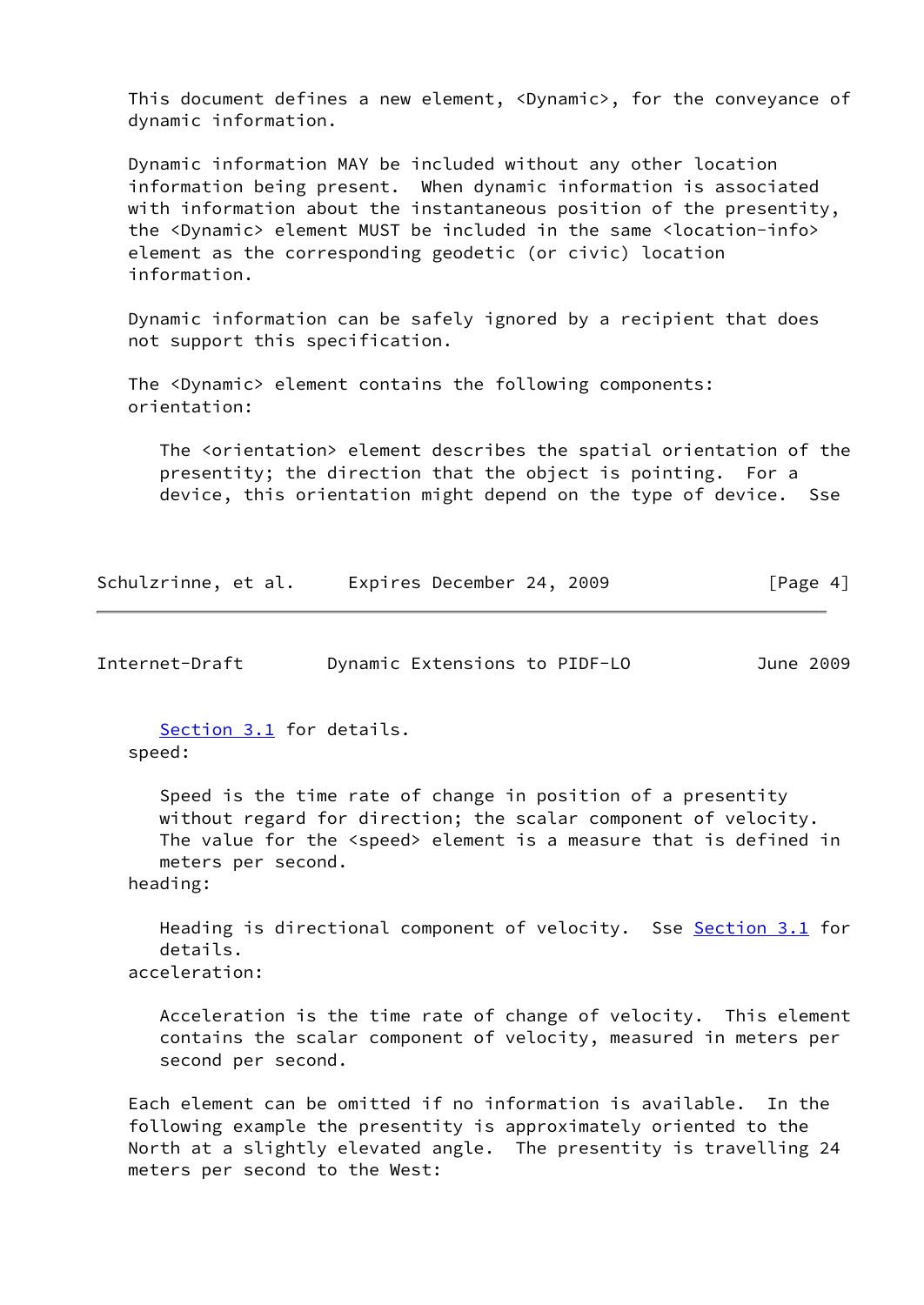This document defines a new element, <Dynamic>, for the conveyance of dynamic information.

Dynamic information MAY be included without any other location information being present. When dynamic information is associated with information about the instantaneous position of the presentity, the <Dynamic> element MUST be included in the same <location-info> element as the corresponding geodetic (or civic) location information.

Dynamic information can be safely ignored by a recipient that does not support this specification.

The <Dynamic> element contains the following components:

orientation:

The <orientation> element describes the spatial orientation of the presentity; the direction that the object is pointing. For a device, this orientation might depend on the type of device. Sse Section 3.1 for details.

speed:

Speed is the time rate of change in position of a presentity without regard for direction; the scalar component of velocity. The value for the <speed> element is a measure that is defined in meters per second.

heading:

Heading is directional component of velocity. Sse Section 3.1 for details.

acceleration:

Acceleration is the time rate of change of velocity. This element contains the scalar component of velocity, measured in meters per second per second.

Each element can be omitted if no information is available. In the following example the presentity is approximately oriented to the North at a slightly elevated angle. The presentity is travelling 24 meters per second to the West: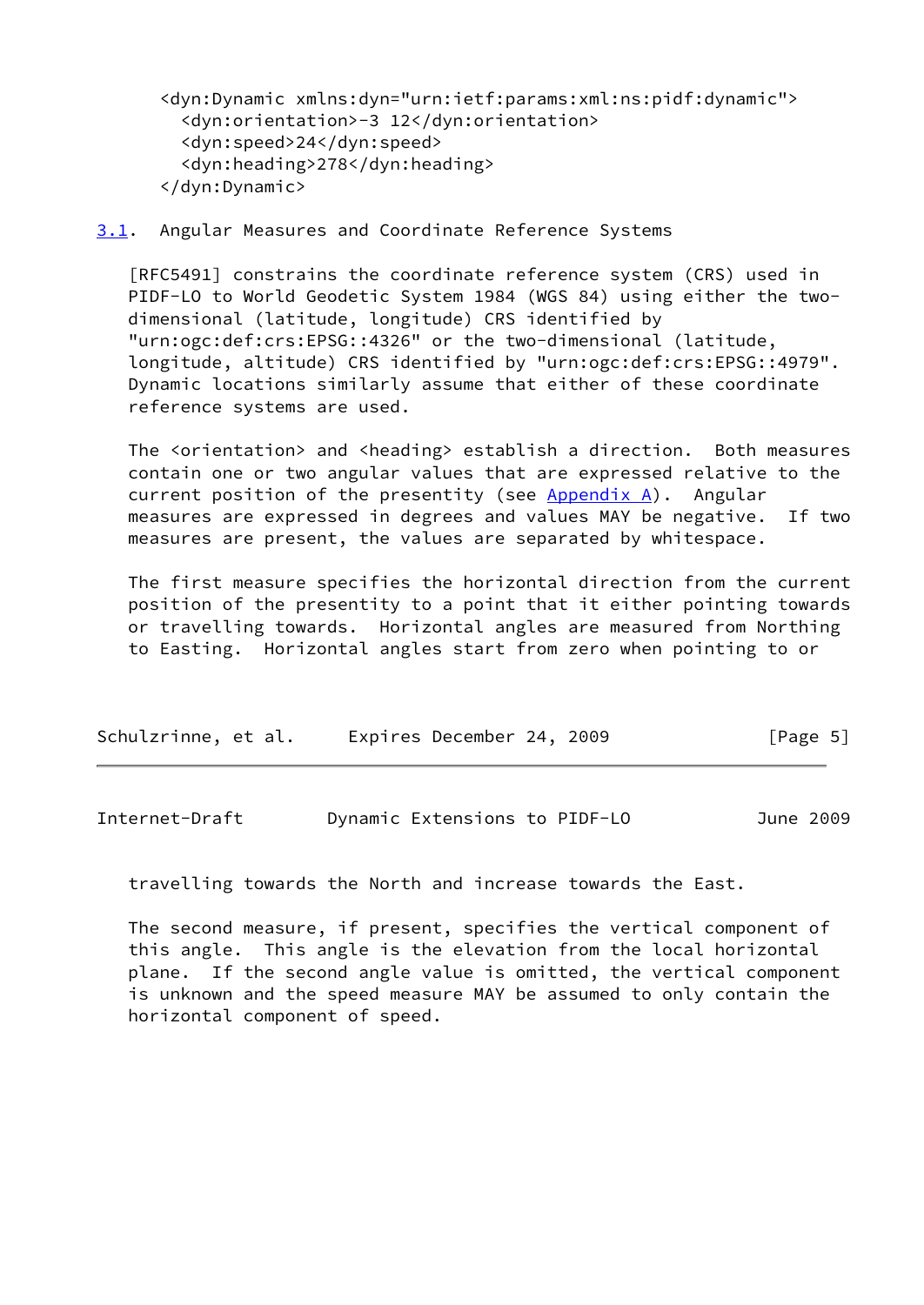```
<dyn:Dynamic xmlns:dyn="urn:ietf:params:xml:ns:pidf:dynamic">
  <dyn:orientation>-3 12</dyn:orientation>
  <dyn:speed>24</dyn:speed>
  <dyn:heading>278</dyn:heading>
</dyn:Dynamic>
```

## 3.1. Angular Measures and Coordinate Reference Systems

[RFC5491] constrains the coordinate reference system (CRS) used in PIDF-LO to World Geodetic System 1984 (WGS 84) using either the two-dimensional (latitude, longitude) CRS identified by "urn:ogc:def:crs:EPSG::4326" or the two-dimensional (latitude, longitude, altitude) CRS identified by "urn:ogc:def:crs:EPSG::4979". Dynamic locations similarly assume that either of these coordinate reference systems are used.

The <orientation> and <heading> establish a direction. Both measures contain one or two angular values that are expressed relative to the current position of the presentity (see Appendix A). Angular measures are expressed in degrees and values MAY be negative. If two measures are present, the values are separated by whitespace.

The first measure specifies the horizontal direction from the current position of the presentity to a point that it either pointing towards or travelling towards. Horizontal angles are measured from Northing to Easting. Horizontal angles start from zero when pointing to or travelling towards the North and increase towards the East.

The second measure, if present, specifies the vertical component of this angle. This angle is the elevation from the local horizontal plane. If the second angle value is omitted, the vertical component is unknown and the speed measure MAY be assumed to only contain the horizontal component of speed.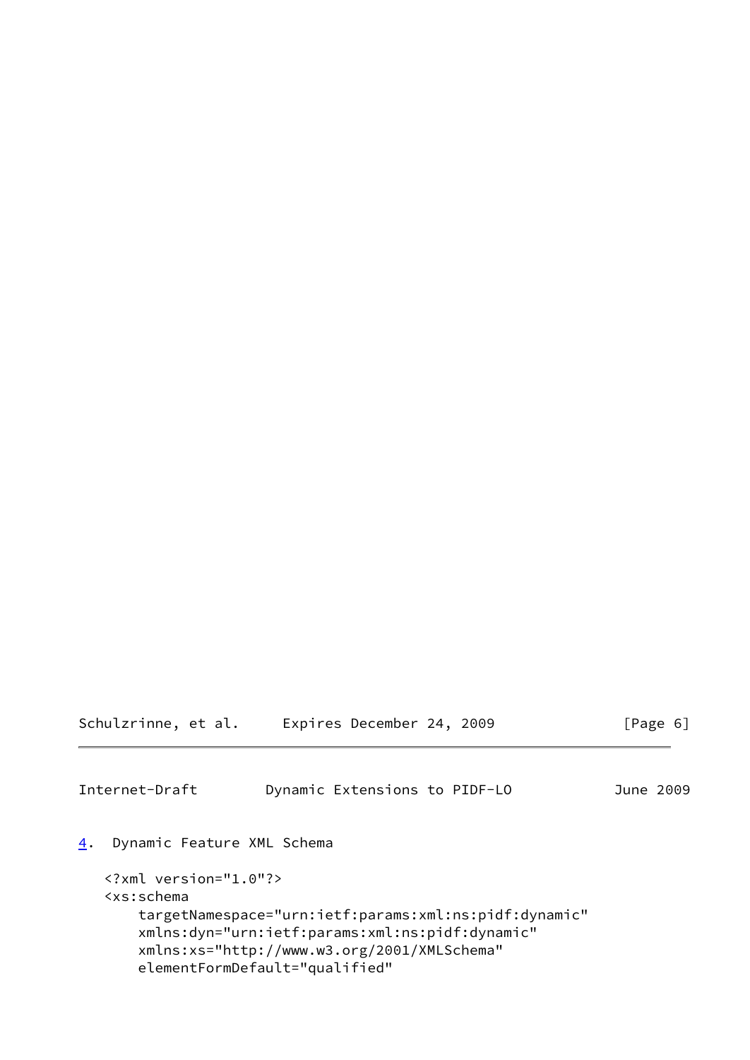## 4. Dynamic Feature XML Schema

```
<?xml version="1.0"?>
<xs:schema
    targetNamespace="urn:ietf:params:xml:ns:pidf:dynamic"
    xmlns:dyn="urn:ietf:params:xml:ns:pidf:dynamic"
    xmlns:xs="http://www.w3.org/2001/XMLSchema"
    elementFormDefault="qualified"
```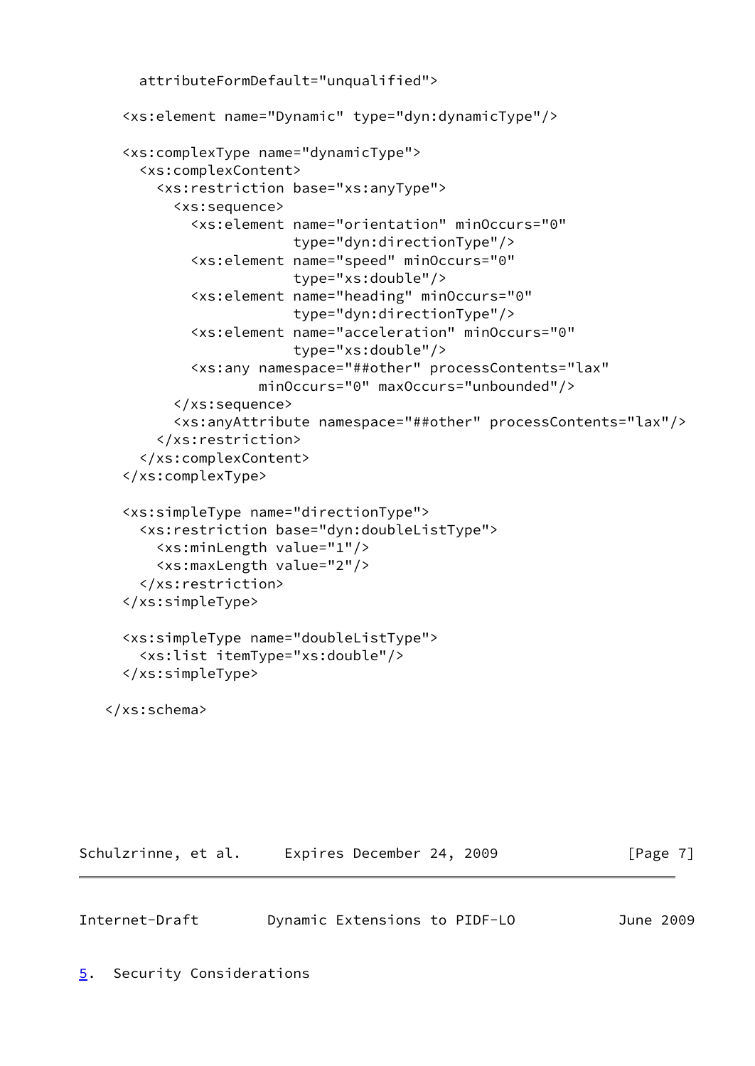```
      attributeFormDefault="unqualified">

    <xs:element name="Dynamic" type="dyn:dynamicType"/>

    <xs:complexType name="dynamicType">
      <xs:complexContent>
        <xs:restriction base="xs:anyType">
          <xs:sequence>
            <xs:element name="orientation" minOccurs="0"
                        type="dyn:directionType"/>
            <xs:element name="speed" minOccurs="0"
                        type="xs:double"/>
            <xs:element name="heading" minOccurs="0"
                        type="dyn:directionType"/>
            <xs:element name="acceleration" minOccurs="0"
                        type="xs:double"/>
            <xs:any namespace="##other" processContents="lax"
                    minOccurs="0" maxOccurs="unbounded"/>
          </xs:sequence>
          <xs:anyAttribute namespace="##other" processContents="lax"/>
        </xs:restriction>
      </xs:complexContent>
    </xs:complexType>

    <xs:simpleType name="directionType">
      <xs:restriction base="dyn:doubleListType">
        <xs:minLength value="1"/>
        <xs:maxLength value="2"/>
      </xs:restriction>
    </xs:simpleType>

    <xs:simpleType name="doubleListType">
      <xs:list itemType="xs:double"/>
    </xs:simpleType>

  </xs:schema>
```

## 5. Security Considerations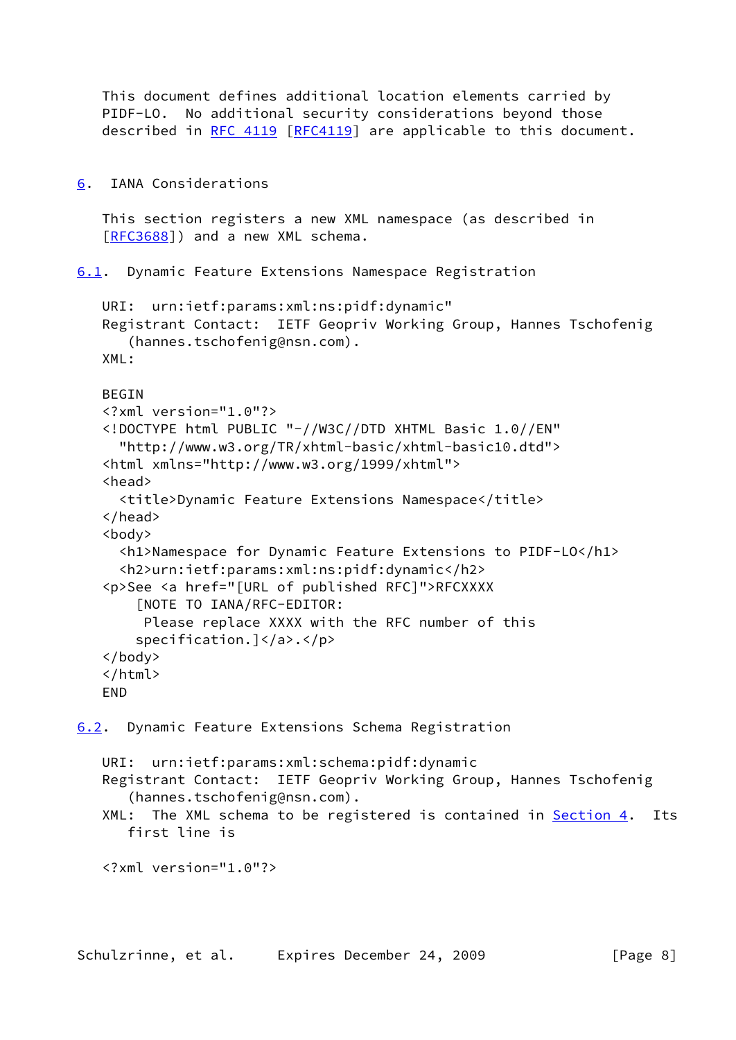This document defines additional location elements carried by PIDF-LO. No additional security considerations beyond those described in RFC 4119 [RFC4119] are applicable to this document.

## 6. IANA Considerations

This section registers a new XML namespace (as described in [RFC3688]) and a new XML schema.

### 6.1. Dynamic Feature Extensions Namespace Registration

URI: urn:ietf:params:xml:ns:pidf:dynamic"

Registrant Contact: IETF Geopriv Working Group, Hannes Tschofenig (hannes.tschofenig@nsn.com).

XML:

```
BEGIN
<?xml version="1.0"?>
<!DOCTYPE html PUBLIC "-//W3C//DTD XHTML Basic 1.0//EN"
  "http://www.w3.org/TR/xhtml-basic/xhtml-basic10.dtd">
<html xmlns="http://www.w3.org/1999/xhtml">
<head>
  <title>Dynamic Feature Extensions Namespace</title>
</head>
<body>
  <h1>Namespace for Dynamic Feature Extensions to PIDF-LO</h1>
  <h2>urn:ietf:params:xml:ns:pidf:dynamic</h2>
<p>See <a href="[URL of published RFC]">RFCXXXX
    [NOTE TO IANA/RFC-EDITOR:
     Please replace XXXX with the RFC number of this
    specification.]</a>.</p>
</body>
</html>
END
```

### 6.2. Dynamic Feature Extensions Schema Registration

URI: urn:ietf:params:xml:schema:pidf:dynamic

Registrant Contact: IETF Geopriv Working Group, Hannes Tschofenig (hannes.tschofenig@nsn.com).

XML: The XML schema to be registered is contained in Section 4. Its first line is

```
<?xml version="1.0"?>
```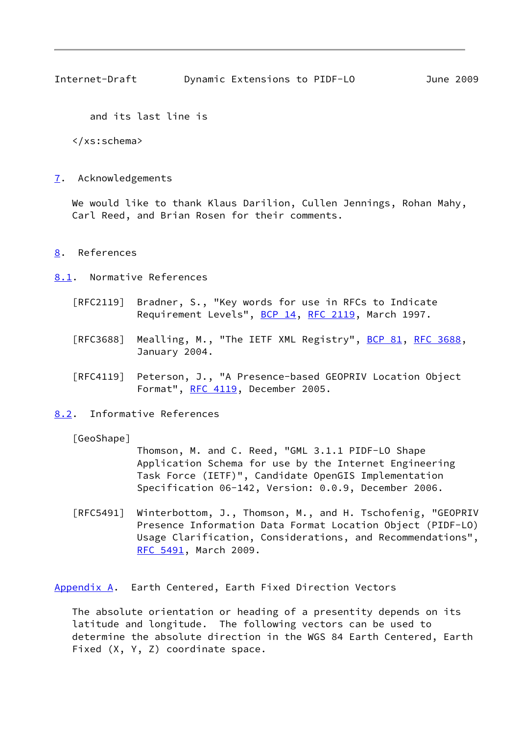and its last line is

```
</xs:schema>
```

## 7. Acknowledgements

We would like to thank Klaus Darilion, Cullen Jennings, Rohan Mahy, Carl Reed, and Brian Rosen for their comments.

## 8. References

### 8.1. Normative References

[RFC2119] Bradner, S., "Key words for use in RFCs to Indicate Requirement Levels", BCP 14, RFC 2119, March 1997.

[RFC3688] Mealling, M., "The IETF XML Registry", BCP 81, RFC 3688, January 2004.

[RFC4119] Peterson, J., "A Presence-based GEOPRIV Location Object Format", RFC 4119, December 2005.

### 8.2. Informative References

[GeoShape] Thomson, M. and C. Reed, "GML 3.1.1 PIDF-LO Shape Application Schema for use by the Internet Engineering Task Force (IETF)", Candidate OpenGIS Implementation Specification 06-142, Version: 0.0.9, December 2006.

[RFC5491] Winterbottom, J., Thomson, M., and H. Tschofenig, "GEOPRIV Presence Information Data Format Location Object (PIDF-LO) Usage Clarification, Considerations, and Recommendations", RFC 5491, March 2009.

## Appendix A. Earth Centered, Earth Fixed Direction Vectors

The absolute orientation or heading of a presentity depends on its latitude and longitude. The following vectors can be used to determine the absolute direction in the WGS 84 Earth Centered, Earth Fixed (X, Y, Z) coordinate space.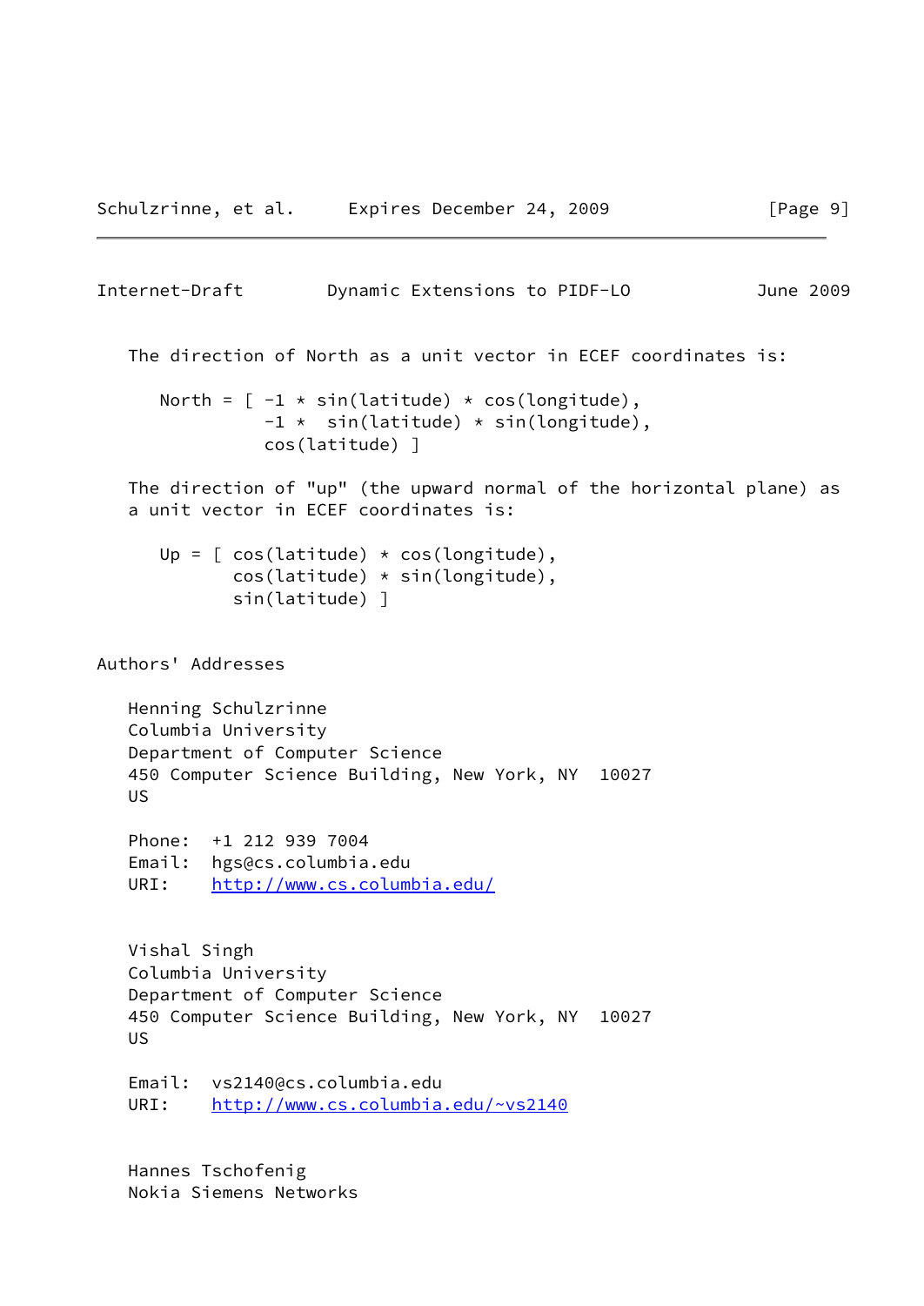The direction of North as a unit vector in ECEF coordinates is:

```
North = [ -1 * sin(latitude) * cos(longitude),
          -1 *  sin(latitude) * sin(longitude),
          cos(latitude) ]
```

The direction of "up" (the upward normal of the horizontal plane) as a unit vector in ECEF coordinates is:

```
Up = [ cos(latitude) * cos(longitude),
       cos(latitude) * sin(longitude),
       sin(latitude) ]
```

# Authors' Addresses

Henning Schulzrinne
Columbia University
Department of Computer Science
450 Computer Science Building, New York, NY  10027
US

Phone:  +1 212 939 7004
Email:  hgs@cs.columbia.edu
URI:    http://www.cs.columbia.edu/

Vishal Singh
Columbia University
Department of Computer Science
450 Computer Science Building, New York, NY  10027
US

Email:  vs2140@cs.columbia.edu
URI:    http://www.cs.columbia.edu/~vs2140

Hannes Tschofenig
Nokia Siemens Networks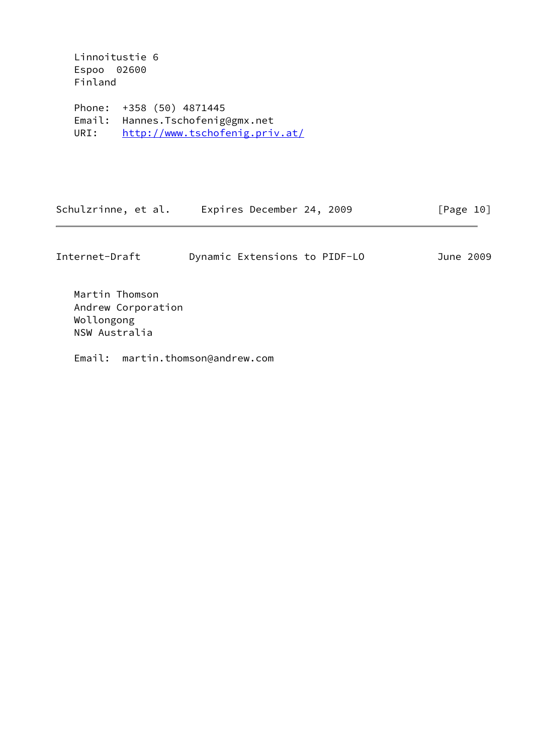Linnoitustie 6
Espoo  02600
Finland

Phone:  +358 (50) 4871445
Email:  Hannes.Tschofenig@gmx.net
URI:    http://www.tschofenig.priv.at/

Martin Thomson
Andrew Corporation
Wollongong
NSW Australia

Email:  martin.thomson@andrew.com